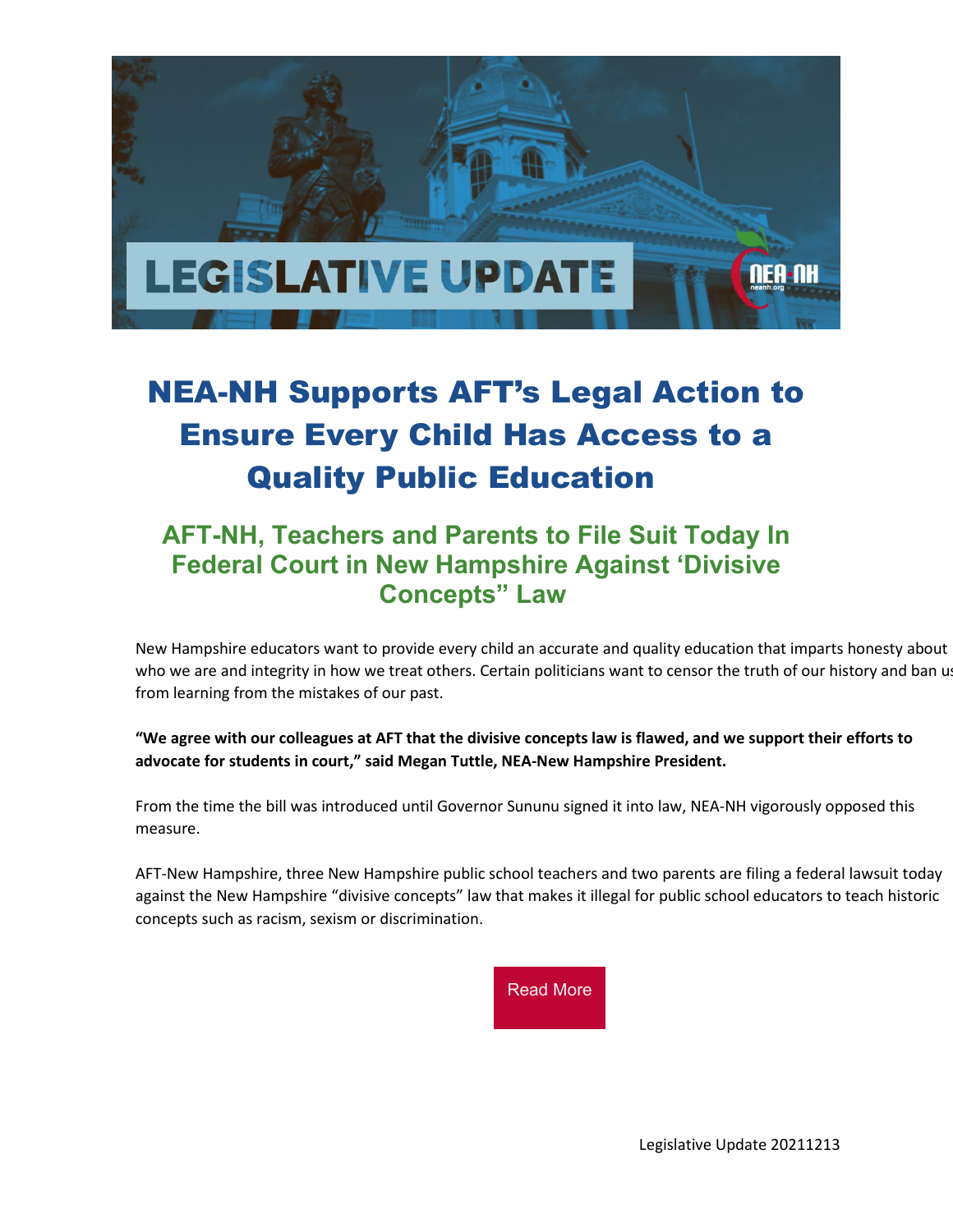# NEA-NH Supports AFT's Legal Action to Ensure Every Child Has Access to a Quality Public Education

## AFT-NH, Teachers and Parents to File Suit Today In Federal Court in New Hampshire Against 'Divisive Concepts" Law

New Hampshire educators want to provide every child an accurate and quality education that imparts honesty about who we are and integrity in how we treat others. Certain politicians want to censor the truth of our history and ban us from learning from the mistakes of our past.

**"We agree with our colleagues at AFT that the divisive concepts law is flawed, and we support their efforts to advocate for students in court," said Megan Tuttle, NEA-New Hampshire President.**

From the time the bill was introduced until Governor Sununu signed it into law, NEA-NH vigorously opposed this measure.

AFT-New Hampshire, three New Hampshire public school teachers and two parents are filing a federal lawsuit today against the New Hampshire "divisive concepts" law that makes it illegal for public school educators to teach historic concepts such as racism, sexism or discrimination.

Read More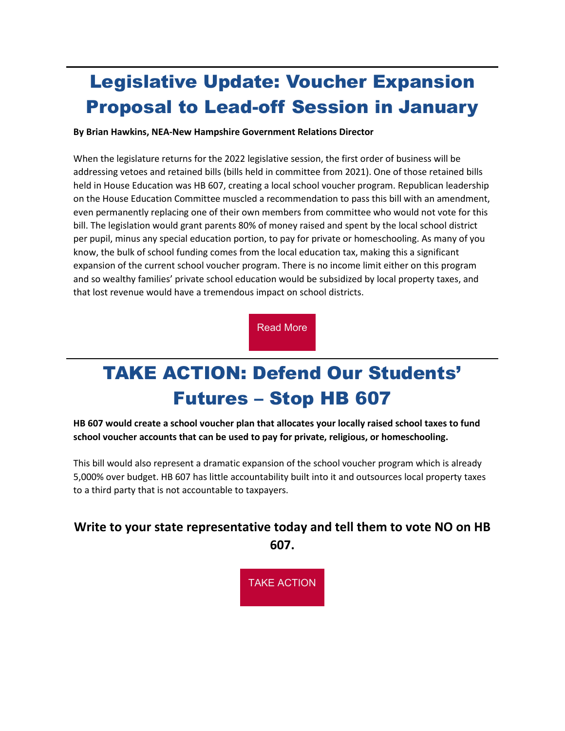# Legislative Update: Voucher Expansion Proposal to Lead-off Session in January

**By Brian Hawkins, NEA-New Hampshire Government Relations Director**

When the legislature returns for the 2022 legislative session, the first order of business will be addressing vetoes and retained bills (bills held in committee from 2021). One of those retained bills held in House Education was HB 607, creating a local school voucher program. Republican leadership on the House Education Committee muscled a recommendation to pass this bill with an amendment, even permanently replacing one of their own members from committee who would not vote for this bill. The legislation would grant parents 80% of money raised and spent by the local school district per pupil, minus any special education portion, to pay for private or homeschooling. As many of you know, the bulk of school funding comes from the local education tax, making this a significant expansion of the current school voucher program. There is no income limit either on this program and so wealthy families' private school education would be subsidized by local property taxes, and that lost revenue would have a tremendous impact on school districts.

Read More

# TAKE ACTION: Defend Our Students' Futures – Stop HB 607

**HB 607 would create a school voucher plan that allocates your locally raised school taxes to fund school voucher accounts that can be used to pay for private, religious, or homeschooling.**

This bill would also represent a dramatic expansion of the school voucher program which is already 5,000% over budget. HB 607 has little accountability built into it and outsources local property taxes to a third party that is not accountable to taxpayers.

**Write to your state representative today and tell them to vote NO on HB 607.**

TAKE ACTION